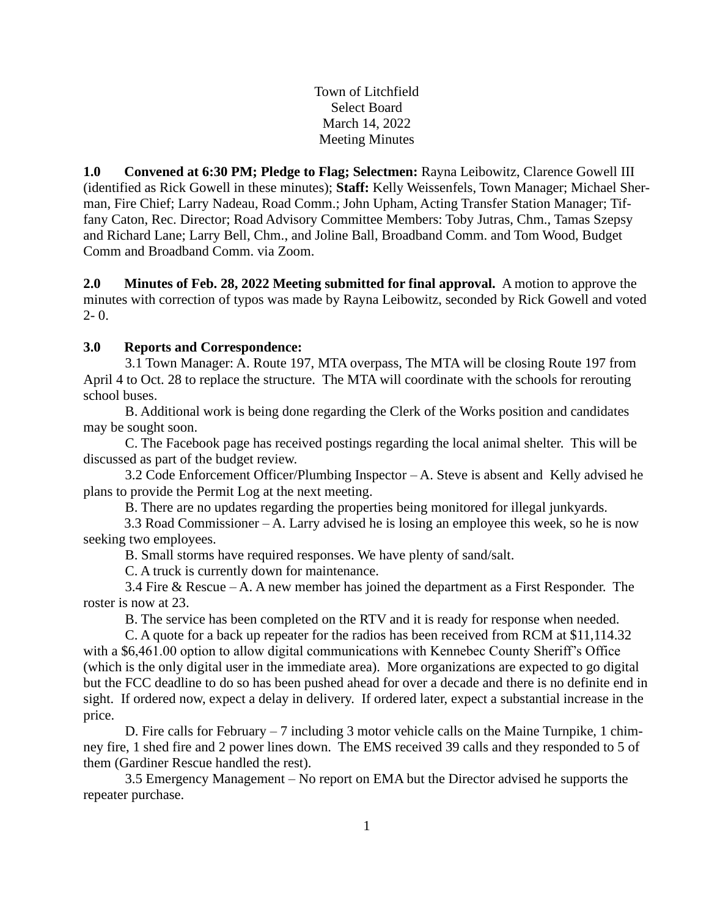Town of Litchfield
Select Board
March 14, 2022
Meeting Minutes

**1.0 Convened at 6:30 PM; Pledge to Flag; Selectmen:** Rayna Leibowitz, Clarence Gowell III (identified as Rick Gowell in these minutes); **Staff:** Kelly Weissenfels, Town Manager; Michael Sherman, Fire Chief; Larry Nadeau, Road Comm.; John Upham, Acting Transfer Station Manager; Tiffany Caton, Rec. Director; Road Advisory Committee Members: Toby Jutras, Chm., Tamas Szepsy and Richard Lane; Larry Bell, Chm., and Joline Ball, Broadband Comm. and Tom Wood, Budget Comm and Broadband Comm. via Zoom.

**2.0 Minutes of Feb. 28, 2022 Meeting submitted for final approval.** A motion to approve the minutes with correction of typos was made by Rayna Leibowitz, seconded by Rick Gowell and voted 2- 0.

**3.0 Reports and Correspondence:**

3.1 Town Manager: A. Route 197, MTA overpass, The MTA will be closing Route 197 from April 4 to Oct. 28 to replace the structure. The MTA will coordinate with the schools for rerouting school buses.

B. Additional work is being done regarding the Clerk of the Works position and candidates may be sought soon.

C. The Facebook page has received postings regarding the local animal shelter. This will be discussed as part of the budget review.

3.2 Code Enforcement Officer/Plumbing Inspector – A. Steve is absent and Kelly advised he plans to provide the Permit Log at the next meeting.

B. There are no updates regarding the properties being monitored for illegal junkyards.

3.3 Road Commissioner – A. Larry advised he is losing an employee this week, so he is now seeking two employees.

B. Small storms have required responses. We have plenty of sand/salt.

C. A truck is currently down for maintenance.

3.4 Fire & Rescue – A. A new member has joined the department as a First Responder. The roster is now at 23.

B. The service has been completed on the RTV and it is ready for response when needed.

C. A quote for a back up repeater for the radios has been received from RCM at $11,114.32 with a $6,461.00 option to allow digital communications with Kennebec County Sheriff's Office (which is the only digital user in the immediate area). More organizations are expected to go digital but the FCC deadline to do so has been pushed ahead for over a decade and there is no definite end in sight. If ordered now, expect a delay in delivery. If ordered later, expect a substantial increase in the price.

D. Fire calls for February – 7 including 3 motor vehicle calls on the Maine Turnpike, 1 chimney fire, 1 shed fire and 2 power lines down. The EMS received 39 calls and they responded to 5 of them (Gardiner Rescue handled the rest).

3.5 Emergency Management – No report on EMA but the Director advised he supports the repeater purchase.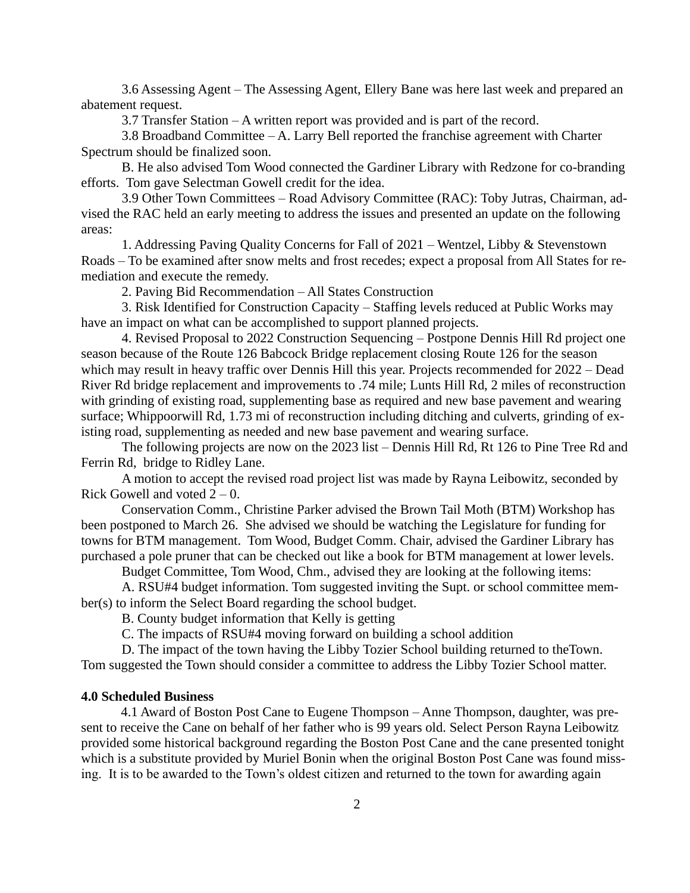3.6 Assessing Agent – The Assessing Agent, Ellery Bane was here last week and prepared an abatement request.

3.7 Transfer Station – A written report was provided and is part of the record.

3.8 Broadband Committee – A. Larry Bell reported the franchise agreement with Charter Spectrum should be finalized soon.

B. He also advised Tom Wood connected the Gardiner Library with Redzone for co-branding efforts. Tom gave Selectman Gowell credit for the idea.

3.9 Other Town Committees – Road Advisory Committee (RAC): Toby Jutras, Chairman, advised the RAC held an early meeting to address the issues and presented an update on the following areas:

1. Addressing Paving Quality Concerns for Fall of 2021 – Wentzel, Libby & Stevenstown Roads – To be examined after snow melts and frost recedes; expect a proposal from All States for remediation and execute the remedy.

2. Paving Bid Recommendation – All States Construction

3. Risk Identified for Construction Capacity – Staffing levels reduced at Public Works may have an impact on what can be accomplished to support planned projects.

4. Revised Proposal to 2022 Construction Sequencing – Postpone Dennis Hill Rd project one season because of the Route 126 Babcock Bridge replacement closing Route 126 for the season which may result in heavy traffic over Dennis Hill this year. Projects recommended for 2022 – Dead River Rd bridge replacement and improvements to .74 mile; Lunts Hill Rd, 2 miles of reconstruction with grinding of existing road, supplementing base as required and new base pavement and wearing surface; Whippoorwill Rd, 1.73 mi of reconstruction including ditching and culverts, grinding of existing road, supplementing as needed and new base pavement and wearing surface.

The following projects are now on the 2023 list – Dennis Hill Rd, Rt 126 to Pine Tree Rd and Ferrin Rd, bridge to Ridley Lane.

A motion to accept the revised road project list was made by Rayna Leibowitz, seconded by Rick Gowell and voted 2 – 0.

Conservation Comm., Christine Parker advised the Brown Tail Moth (BTM) Workshop has been postponed to March 26. She advised we should be watching the Legislature for funding for towns for BTM management. Tom Wood, Budget Comm. Chair, advised the Gardiner Library has purchased a pole pruner that can be checked out like a book for BTM management at lower levels.

Budget Committee, Tom Wood, Chm., advised they are looking at the following items:

A. RSU#4 budget information. Tom suggested inviting the Supt. or school committee member(s) to inform the Select Board regarding the school budget.

B. County budget information that Kelly is getting

C. The impacts of RSU#4 moving forward on building a school addition

D. The impact of the town having the Libby Tozier School building returned to theTown. Tom suggested the Town should consider a committee to address the Libby Tozier School matter.

**4.0 Scheduled Business**

4.1 Award of Boston Post Cane to Eugene Thompson – Anne Thompson, daughter, was present to receive the Cane on behalf of her father who is 99 years old. Select Person Rayna Leibowitz provided some historical background regarding the Boston Post Cane and the cane presented tonight which is a substitute provided by Muriel Bonin when the original Boston Post Cane was found missing. It is to be awarded to the Town's oldest citizen and returned to the town for awarding again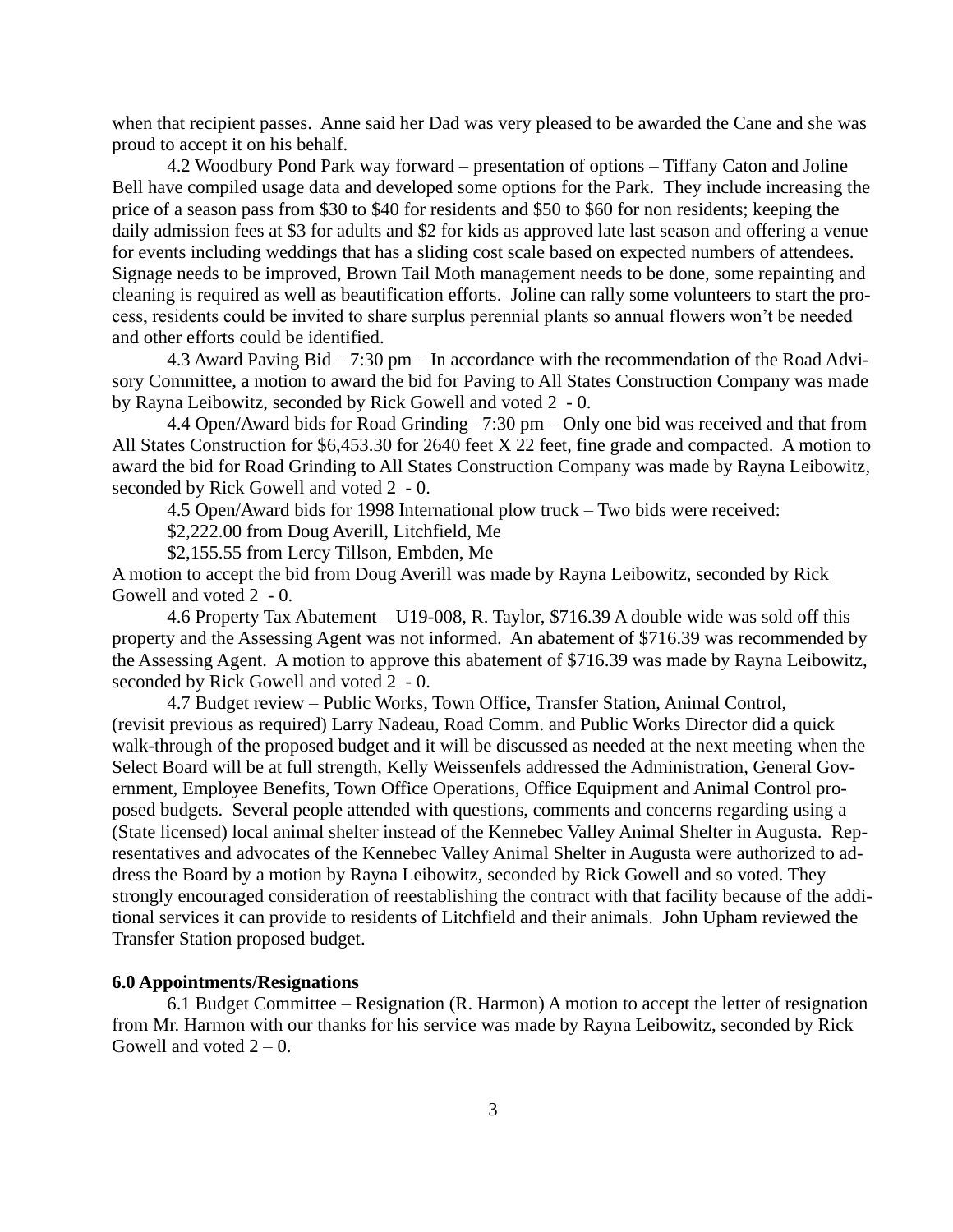when that recipient passes. Anne said her Dad was very pleased to be awarded the Cane and she was proud to accept it on his behalf.

4.2 Woodbury Pond Park way forward – presentation of options – Tiffany Caton and Joline Bell have compiled usage data and developed some options for the Park. They include increasing the price of a season pass from $30 to $40 for residents and $50 to $60 for non residents; keeping the daily admission fees at $3 for adults and $2 for kids as approved late last season and offering a venue for events including weddings that has a sliding cost scale based on expected numbers of attendees. Signage needs to be improved, Brown Tail Moth management needs to be done, some repainting and cleaning is required as well as beautification efforts. Joline can rally some volunteers to start the process, residents could be invited to share surplus perennial plants so annual flowers won't be needed and other efforts could be identified.

4.3 Award Paving Bid – 7:30 pm – In accordance with the recommendation of the Road Advisory Committee, a motion to award the bid for Paving to All States Construction Company was made by Rayna Leibowitz, seconded by Rick Gowell and voted 2 - 0.

4.4 Open/Award bids for Road Grinding– 7:30 pm – Only one bid was received and that from All States Construction for $6,453.30 for 2640 feet X 22 feet, fine grade and compacted. A motion to award the bid for Road Grinding to All States Construction Company was made by Rayna Leibowitz, seconded by Rick Gowell and voted 2 - 0.

4.5 Open/Award bids for 1998 International plow truck – Two bids were received:

$2,222.00 from Doug Averill, Litchfield, Me

$2,155.55 from Lercy Tillson, Embden, Me

A motion to accept the bid from Doug Averill was made by Rayna Leibowitz, seconded by Rick Gowell and voted 2 - 0.

4.6 Property Tax Abatement – U19-008, R. Taylor, $716.39 A double wide was sold off this property and the Assessing Agent was not informed. An abatement of $716.39 was recommended by the Assessing Agent. A motion to approve this abatement of $716.39 was made by Rayna Leibowitz, seconded by Rick Gowell and voted 2 - 0.

4.7 Budget review – Public Works, Town Office, Transfer Station, Animal Control, (revisit previous as required) Larry Nadeau, Road Comm. and Public Works Director did a quick walk-through of the proposed budget and it will be discussed as needed at the next meeting when the Select Board will be at full strength, Kelly Weissenfels addressed the Administration, General Government, Employee Benefits, Town Office Operations, Office Equipment and Animal Control proposed budgets. Several people attended with questions, comments and concerns regarding using a (State licensed) local animal shelter instead of the Kennebec Valley Animal Shelter in Augusta. Representatives and advocates of the Kennebec Valley Animal Shelter in Augusta were authorized to address the Board by a motion by Rayna Leibowitz, seconded by Rick Gowell and so voted. They strongly encouraged consideration of reestablishing the contract with that facility because of the additional services it can provide to residents of Litchfield and their animals. John Upham reviewed the Transfer Station proposed budget.

**6.0 Appointments/Resignations**

6.1 Budget Committee – Resignation (R. Harmon) A motion to accept the letter of resignation from Mr. Harmon with our thanks for his service was made by Rayna Leibowitz, seconded by Rick Gowell and voted 2 – 0.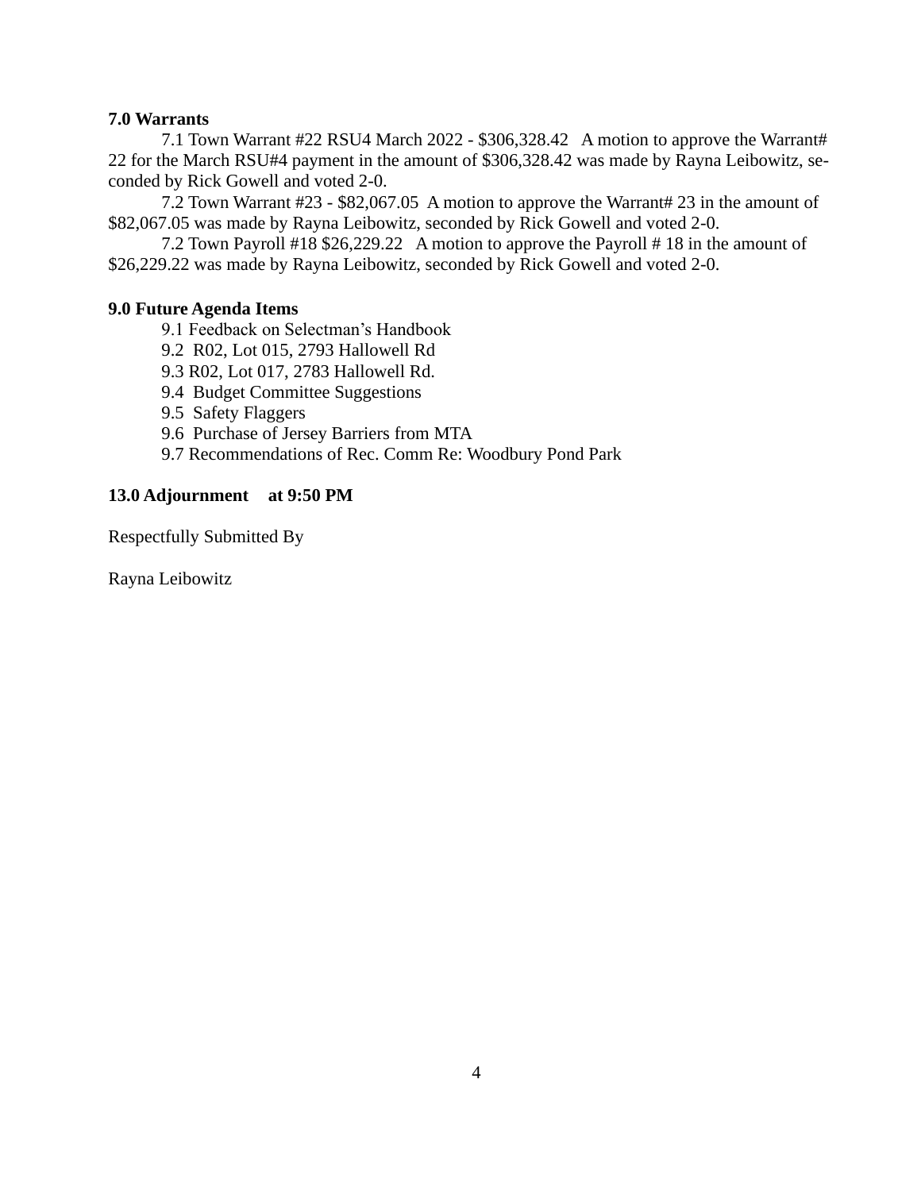**7.0 Warrants**

7.1 Town Warrant #22 RSU4 March 2022 - $306,328.42 A motion to approve the Warrant# 22 for the March RSU#4 payment in the amount of $306,328.42 was made by Rayna Leibowitz, seconded by Rick Gowell and voted 2-0.

7.2 Town Warrant #23 - $82,067.05 A motion to approve the Warrant# 23 in the amount of $82,067.05 was made by Rayna Leibowitz, seconded by Rick Gowell and voted 2-0.

7.2 Town Payroll #18 $26,229.22 A motion to approve the Payroll # 18 in the amount of $26,229.22 was made by Rayna Leibowitz, seconded by Rick Gowell and voted 2-0.

**9.0 Future Agenda Items**

9.1 Feedback on Selectman's Handbook
9.2 R02, Lot 015, 2793 Hallowell Rd
9.3 R02, Lot 017, 2783 Hallowell Rd.
9.4 Budget Committee Suggestions
9.5 Safety Flaggers
9.6 Purchase of Jersey Barriers from MTA
9.7 Recommendations of Rec. Comm Re: Woodbury Pond Park

**13.0 Adjournment at 9:50 PM**

Respectfully Submitted By

Rayna Leibowitz